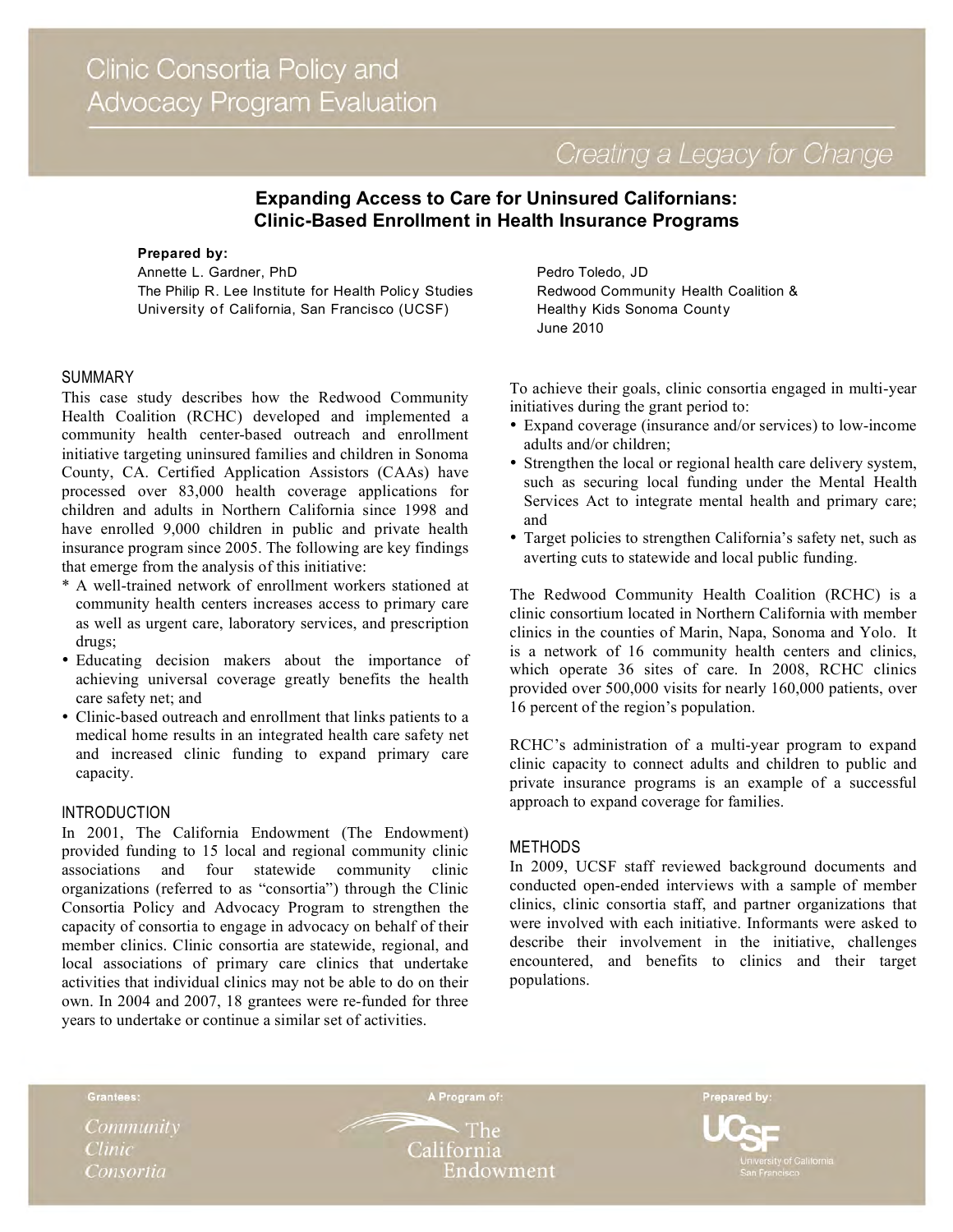# Clinic Consortia Policy and Advocacy Program Evaluation

*Creating a Legacy for Change*

## Expanding Access to Care for Uninsured Californians: Clinic-Based Enrollment in Health Insurance Programs

**Prepared by:**

Annette L. Gardner, PhD
The Philip R. Lee Institute for Health Policy Studies
University of California, San Francisco (UCSF)

Pedro Toledo, JD
Redwood Community Health Coalition &
Healthy Kids Sonoma County
June 2010

### SUMMARY

This case study describes how the Redwood Community Health Coalition (RCHC) developed and implemented a community health center-based outreach and enrollment initiative targeting uninsured families and children in Sonoma County, CA. Certified Application Assistors (CAAs) have processed over 83,000 health coverage applications for children and adults in Northern California since 1998 and have enrolled 9,000 children in public and private health insurance program since 2005. The following are key findings that emerge from the analysis of this initiative:

* A well-trained network of enrollment workers stationed at community health centers increases access to primary care as well as urgent care, laboratory services, and prescription drugs;
* Educating decision makers about the importance of achieving universal coverage greatly benefits the health care safety net; and
* Clinic-based outreach and enrollment that links patients to a medical home results in an integrated health care safety net and increased clinic funding to expand primary care capacity.

### INTRODUCTION

In 2001, The California Endowment (The Endowment) provided funding to 15 local and regional community clinic associations and four statewide community clinic organizations (referred to as "consortia") through the Clinic Consortia Policy and Advocacy Program to strengthen the capacity of consortia to engage in advocacy on behalf of their member clinics. Clinic consortia are statewide, regional, and local associations of primary care clinics that undertake activities that individual clinics may not be able to do on their own. In 2004 and 2007, 18 grantees were re-funded for three years to undertake or continue a similar set of activities.

To achieve their goals, clinic consortia engaged in multi-year initiatives during the grant period to:

- Expand coverage (insurance and/or services) to low-income adults and/or children;
- Strengthen the local or regional health care delivery system, such as securing local funding under the Mental Health Services Act to integrate mental health and primary care; and
- Target policies to strengthen California's safety net, such as averting cuts to statewide and local public funding.

The Redwood Community Health Coalition (RCHC) is a clinic consortium located in Northern California with member clinics in the counties of Marin, Napa, Sonoma and Yolo. It is a network of 16 community health centers and clinics, which operate 36 sites of care. In 2008, RCHC clinics provided over 500,000 visits for nearly 160,000 patients, over 16 percent of the region's population.

RCHC's administration of a multi-year program to expand clinic capacity to connect adults and children to public and private insurance programs is an example of a successful approach to expand coverage for families.

### METHODS

In 2009, UCSF staff reviewed background documents and conducted open-ended interviews with a sample of member clinics, clinic consortia staff, and partner organizations that were involved with each initiative. Informants were asked to describe their involvement in the initiative, challenges encountered, and benefits to clinics and their target populations.

Grantees: *Community Clinic Consortia* | A Program of: The California Endowment | Prepared by: UCSF University of California San Francisco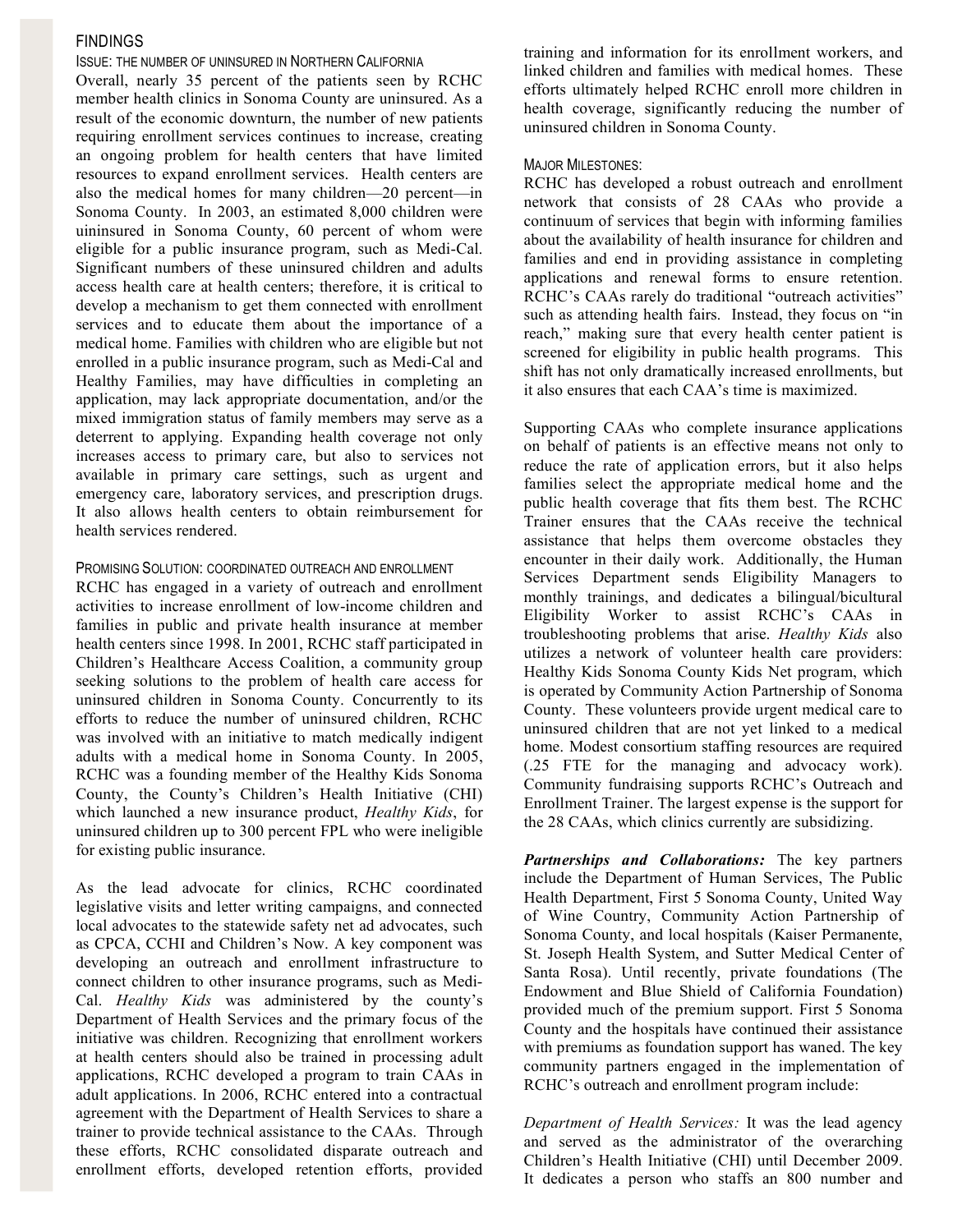## FINDINGS

### ISSUE: THE NUMBER OF UNINSURED IN NORTHERN CALIFORNIA

Overall, nearly 35 percent of the patients seen by RCHC member health clinics in Sonoma County are uninsured. As a result of the economic downturn, the number of new patients requiring enrollment services continues to increase, creating an ongoing problem for health centers that have limited resources to expand enrollment services. Health centers are also the medical homes for many children—20 percent—in Sonoma County. In 2003, an estimated 8,000 children were unininsured in Sonoma County, 60 percent of whom were eligible for a public insurance program, such as Medi-Cal. Significant numbers of these uninsured children and adults access health care at health centers; therefore, it is critical to develop a mechanism to get them connected with enrollment services and to educate them about the importance of a medical home. Families with children who are eligible but not enrolled in a public insurance program, such as Medi-Cal and Healthy Families, may have difficulties in completing an application, may lack appropriate documentation, and/or the mixed immigration status of family members may serve as a deterrent to applying. Expanding health coverage not only increases access to primary care, but also to services not available in primary care settings, such as urgent and emergency care, laboratory services, and prescription drugs. It also allows health centers to obtain reimbursement for health services rendered.

### PROMISING SOLUTION: COORDINATED OUTREACH AND ENROLLMENT

RCHC has engaged in a variety of outreach and enrollment activities to increase enrollment of low-income children and families in public and private health insurance at member health centers since 1998. In 2001, RCHC staff participated in Children's Healthcare Access Coalition, a community group seeking solutions to the problem of health care access for uninsured children in Sonoma County. Concurrently to its efforts to reduce the number of uninsured children, RCHC was involved with an initiative to match medically indigent adults with a medical home in Sonoma County. In 2005, RCHC was a founding member of the Healthy Kids Sonoma County, the County's Children's Health Initiative (CHI) which launched a new insurance product, *Healthy Kids*, for uninsured children up to 300 percent FPL who were ineligible for existing public insurance.

As the lead advocate for clinics, RCHC coordinated legislative visits and letter writing campaigns, and connected local advocates to the statewide safety net ad advocates, such as CPCA, CCHI and Children's Now. A key component was developing an outreach and enrollment infrastructure to connect children to other insurance programs, such as Medi-Cal. *Healthy Kids* was administered by the county's Department of Health Services and the primary focus of the initiative was children. Recognizing that enrollment workers at health centers should also be trained in processing adult applications, RCHC developed a program to train CAAs in adult applications. In 2006, RCHC entered into a contractual agreement with the Department of Health Services to share a trainer to provide technical assistance to the CAAs. Through these efforts, RCHC consolidated disparate outreach and enrollment efforts, developed retention efforts, provided training and information for its enrollment workers, and linked children and families with medical homes. These efforts ultimately helped RCHC enroll more children in health coverage, significantly reducing the number of uninsured children in Sonoma County.

### MAJOR MILESTONES:

RCHC has developed a robust outreach and enrollment network that consists of 28 CAAs who provide a continuum of services that begin with informing families about the availability of health insurance for children and families and end in providing assistance in completing applications and renewal forms to ensure retention. RCHC's CAAs rarely do traditional "outreach activities" such as attending health fairs. Instead, they focus on "in reach," making sure that every health center patient is screened for eligibility in public health programs. This shift has not only dramatically increased enrollments, but it also ensures that each CAA's time is maximized.

Supporting CAAs who complete insurance applications on behalf of patients is an effective means not only to reduce the rate of application errors, but it also helps families select the appropriate medical home and the public health coverage that fits them best. The RCHC Trainer ensures that the CAAs receive the technical assistance that helps them overcome obstacles they encounter in their daily work. Additionally, the Human Services Department sends Eligibility Managers to monthly trainings, and dedicates a bilingual/bicultural Eligibility Worker to assist RCHC's CAAs in troubleshooting problems that arise. *Healthy Kids* also utilizes a network of volunteer health care providers: Healthy Kids Sonoma County Kids Net program, which is operated by Community Action Partnership of Sonoma County. These volunteers provide urgent medical care to uninsured children that are not yet linked to a medical home. Modest consortium staffing resources are required (.25 FTE for the managing and advocacy work). Community fundraising supports RCHC's Outreach and Enrollment Trainer. The largest expense is the support for the 28 CAAs, which clinics currently are subsidizing.

***Partnerships and Collaborations:*** The key partners include the Department of Human Services, The Public Health Department, First 5 Sonoma County, United Way of Wine Country, Community Action Partnership of Sonoma County, and local hospitals (Kaiser Permanente, St. Joseph Health System, and Sutter Medical Center of Santa Rosa). Until recently, private foundations (The Endowment and Blue Shield of California Foundation) provided much of the premium support. First 5 Sonoma County and the hospitals have continued their assistance with premiums as foundation support has waned. The key community partners engaged in the implementation of RCHC's outreach and enrollment program include:

*Department of Health Services:* It was the lead agency and served as the administrator of the overarching Children's Health Initiative (CHI) until December 2009. It dedicates a person who staffs an 800 number and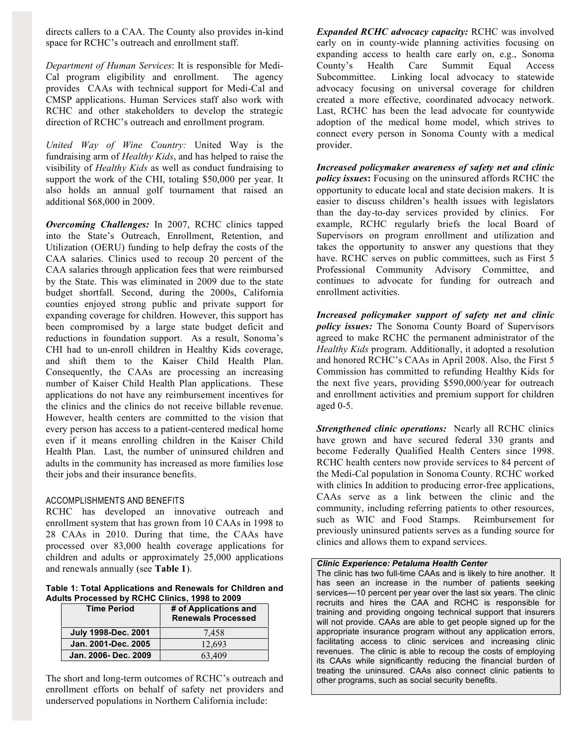directs callers to a CAA. The County also provides in-kind space for RCHC's outreach and enrollment staff.

*Department of Human Services*: It is responsible for Medi-Cal program eligibility and enrollment. The agency provides CAAs with technical support for Medi-Cal and CMSP applications. Human Services staff also work with RCHC and other stakeholders to develop the strategic direction of RCHC's outreach and enrollment program.

*United Way of Wine Country:* United Way is the fundraising arm of *Healthy Kids*, and has helped to raise the visibility of *Healthy Kids* as well as conduct fundraising to support the work of the CHI, totaling $50,000 per year. It also holds an annual golf tournament that raised an additional $68,000 in 2009.

***Overcoming Challenges:*** In 2007, RCHC clinics tapped into the State's Outreach, Enrollment, Retention, and Utilization (OERU) funding to help defray the costs of the CAA salaries. Clinics used to recoup 20 percent of the CAA salaries through application fees that were reimbursed by the State. This was eliminated in 2009 due to the state budget shortfall. Second, during the 2000s, California counties enjoyed strong public and private support for expanding coverage for children. However, this support has been compromised by a large state budget deficit and reductions in foundation support. As a result, Sonoma's CHI had to un-enroll children in Healthy Kids coverage, and shift them to the Kaiser Child Health Plan. Consequently, the CAAs are processing an increasing number of Kaiser Child Health Plan applications. These applications do not have any reimbursement incentives for the clinics and the clinics do not receive billable revenue. However, health centers are committed to the vision that every person has access to a patient-centered medical home even if it means enrolling children in the Kaiser Child Health Plan. Last, the number of uninsured children and adults in the community has increased as more families lose their jobs and their insurance benefits.

## ACCOMPLISHMENTS AND BENEFITS

RCHC has developed an innovative outreach and enrollment system that has grown from 10 CAAs in 1998 to 28 CAAs in 2010. During that time, the CAAs have processed over 83,000 health coverage applications for children and adults or approximately 25,000 applications and renewals annually (see **Table 1**).

**Table 1: Total Applications and Renewals for Children and Adults Processed by RCHC Clinics, 1998 to 2009**

| Time Period | # of Applications and Renewals Processed |
|---|---|
| July 1998-Dec. 2001 | 7,458 |
| Jan. 2001-Dec. 2005 | 12,693 |
| Jan. 2006- Dec. 2009 | 63,409 |

The short and long-term outcomes of RCHC's outreach and enrollment efforts on behalf of safety net providers and underserved populations in Northern California include:

***Expanded RCHC advocacy capacity:*** RCHC was involved early on in county-wide planning activities focusing on expanding access to health care early on, e.g., Sonoma County's Health Care Summit Equal Access Subcommittee. Linking local advocacy to statewide advocacy focusing on universal coverage for children created a more effective, coordinated advocacy network. Last, RCHC has been the lead advocate for countywide adoption of the medical home model, which strives to connect every person in Sonoma County with a medical provider.

***Increased policymaker awareness of safety net and clinic policy issues*****:** Focusing on the uninsured affords RCHC the opportunity to educate local and state decision makers. It is easier to discuss children's health issues with legislators than the day-to-day services provided by clinics. For example, RCHC regularly briefs the local Board of Supervisors on program enrollment and utilization and takes the opportunity to answer any questions that they have. RCHC serves on public committees, such as First 5 Professional Community Advisory Committee, and continues to advocate for funding for outreach and enrollment activities.

***Increased policymaker support of safety net and clinic policy issues:*** The Sonoma County Board of Supervisors agreed to make RCHC the permanent administrator of the *Healthy Kids* program. Additionally, it adopted a resolution and honored RCHC's CAAs in April 2008. Also, the First 5 Commission has committed to refunding Healthy Kids for the next five years, providing $590,000/year for outreach and enrollment activities and premium support for children aged 0-5.

***Strengthened clinic operations:*** Nearly all RCHC clinics have grown and have secured federal 330 grants and become Federally Qualified Health Centers since 1998. RCHC health centers now provide services to 84 percent of the Medi-Cal population in Sonoma County. RCHC worked with clinics In addition to producing error-free applications, CAAs serve as a link between the clinic and the community, including referring patients to other resources, such as WIC and Food Stamps. Reimbursement for previously uninsured patients serves as a funding source for clinics and allows them to expand services.

> ***Clinic Experience: Petaluma Health Center***
>
> The clinic has two full-time CAAs and is likely to hire another. It has seen an increase in the number of patients seeking services—10 percent per year over the last six years. The clinic recruits and hires the CAA and RCHC is responsible for training and providing ongoing technical support that insurers will not provide. CAAs are able to get people signed up for the appropriate insurance program without any application errors, facilitating access to clinic services and increasing clinic revenues. The clinic is able to recoup the costs of employing its CAAs while significantly reducing the financial burden of treating the uninsured. CAAs also connect clinic patients to other programs, such as social security benefits.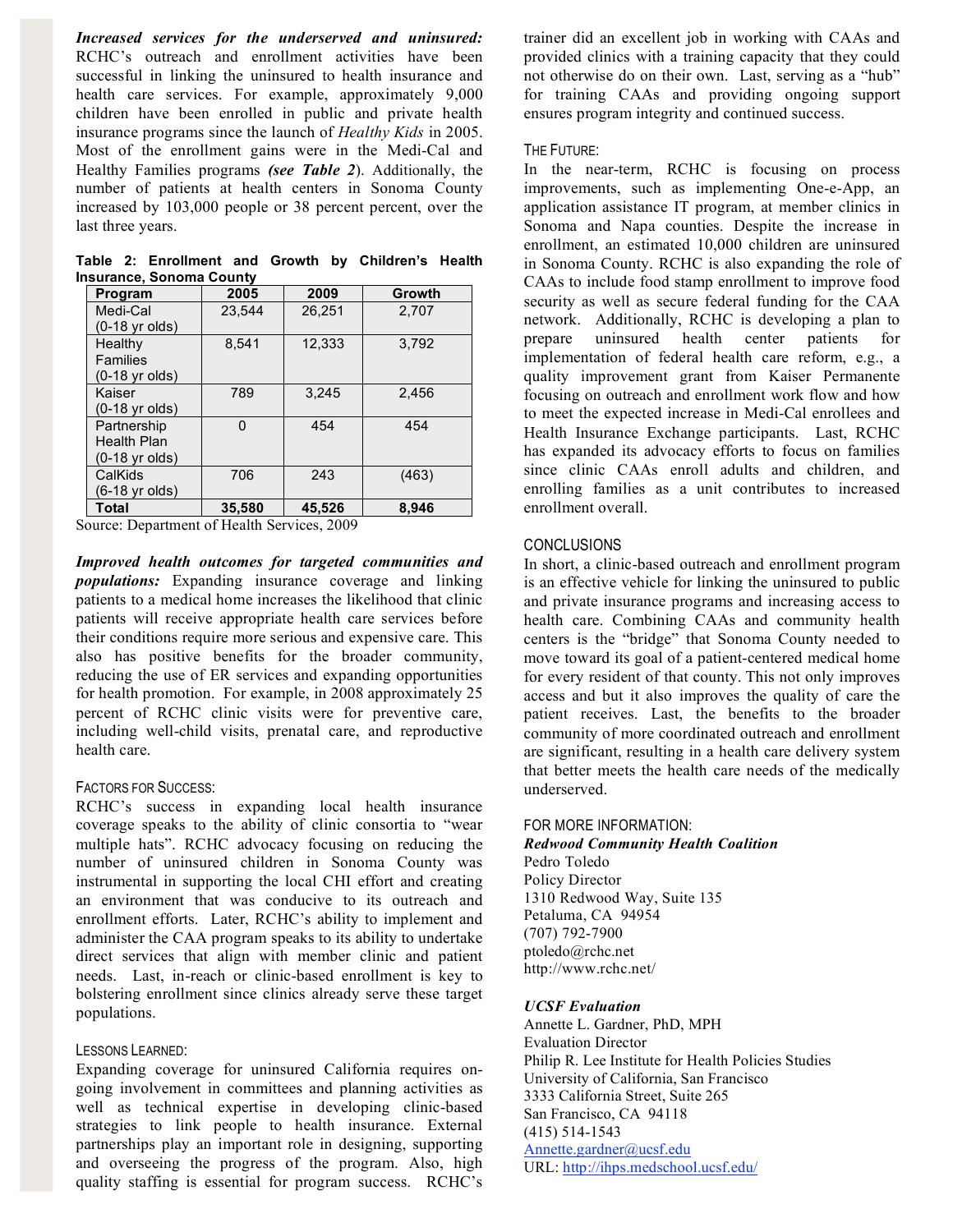***Increased services for the underserved and uninsured:*** RCHC's outreach and enrollment activities have been successful in linking the uninsured to health insurance and health care services. For example, approximately 9,000 children have been enrolled in public and private health insurance programs since the launch of *Healthy Kids* in 2005. Most of the enrollment gains were in the Medi-Cal and Healthy Families programs ***(see Table 2)***. Additionally, the number of patients at health centers in Sonoma County increased by 103,000 people or 38 percent percent, over the last three years.

**Table 2: Enrollment and Growth by Children's Health Insurance, Sonoma County**

| Program | 2005 | 2009 | Growth |
|---|---|---|---|
| Medi-Cal (0-18 yr olds) | 23,544 | 26,251 | 2,707 |
| Healthy Families (0-18 yr olds) | 8,541 | 12,333 | 3,792 |
| Kaiser (0-18 yr olds) | 789 | 3,245 | 2,456 |
| Partnership Health Plan (0-18 yr olds) | 0 | 454 | 454 |
| CalKids (6-18 yr olds) | 706 | 243 | (463) |
| **Total** | **35,580** | **45,526** | **8,946** |

Source: Department of Health Services, 2009

***Improved health outcomes for targeted communities and populations:*** Expanding insurance coverage and linking patients to a medical home increases the likelihood that clinic patients will receive appropriate health care services before their conditions require more serious and expensive care. This also has positive benefits for the broader community, reducing the use of ER services and expanding opportunities for health promotion. For example, in 2008 approximately 25 percent of RCHC clinic visits were for preventive care, including well-child visits, prenatal care, and reproductive health care.

## FACTORS FOR SUCCESS:

RCHC's success in expanding local health insurance coverage speaks to the ability of clinic consortia to "wear multiple hats". RCHC advocacy focusing on reducing the number of uninsured children in Sonoma County was instrumental in supporting the local CHI effort and creating an environment that was conducive to its outreach and enrollment efforts. Later, RCHC's ability to implement and administer the CAA program speaks to its ability to undertake direct services that align with member clinic and patient needs. Last, in-reach or clinic-based enrollment is key to bolstering enrollment since clinics already serve these target populations.

## LESSONS LEARNED:

Expanding coverage for uninsured California requires on-going involvement in committees and planning activities as well as technical expertise in developing clinic-based strategies to link people to health insurance. External partnerships play an important role in designing, supporting and overseeing the progress of the program. Also, high quality staffing is essential for program success. RCHC's trainer did an excellent job in working with CAAs and provided clinics with a training capacity that they could not otherwise do on their own. Last, serving as a "hub" for training CAAs and providing ongoing support ensures program integrity and continued success.

## THE FUTURE:

In the near-term, RCHC is focusing on process improvements, such as implementing One-e-App, an application assistance IT program, at member clinics in Sonoma and Napa counties. Despite the increase in enrollment, an estimated 10,000 children are uninsured in Sonoma County. RCHC is also expanding the role of CAAs to include food stamp enrollment to improve food security as well as secure federal funding for the CAA network. Additionally, RCHC is developing a plan to prepare uninsured health center patients for implementation of federal health care reform, e.g., a quality improvement grant from Kaiser Permanente focusing on outreach and enrollment work flow and how to meet the expected increase in Medi-Cal enrollees and Health Insurance Exchange participants. Last, RCHC has expanded its advocacy efforts to focus on families since clinic CAAs enroll adults and children, and enrolling families as a unit contributes to increased enrollment overall.

## CONCLUSIONS

In short, a clinic-based outreach and enrollment program is an effective vehicle for linking the uninsured to public and private insurance programs and increasing access to health care. Combining CAAs and community health centers is the "bridge" that Sonoma County needed to move toward its goal of a patient-centered medical home for every resident of that county. This not only improves access and but it also improves the quality of care the patient receives. Last, the benefits to the broader community of more coordinated outreach and enrollment are significant, resulting in a health care delivery system that better meets the health care needs of the medically underserved.

## FOR MORE INFORMATION:

***Redwood Community Health Coalition***
Pedro Toledo
Policy Director
1310 Redwood Way, Suite 135
Petaluma, CA 94954
(707) 792-7900
ptoledo@rchc.net
http://www.rchc.net/

***UCSF Evaluation***
Annette L. Gardner, PhD, MPH
Evaluation Director
Philip R. Lee Institute for Health Policies Studies
University of California, San Francisco
3333 California Street, Suite 265
San Francisco, CA 94118
(415) 514-1543
Annette.gardner@ucsf.edu
URL: http://ihps.medschool.ucsf.edu/